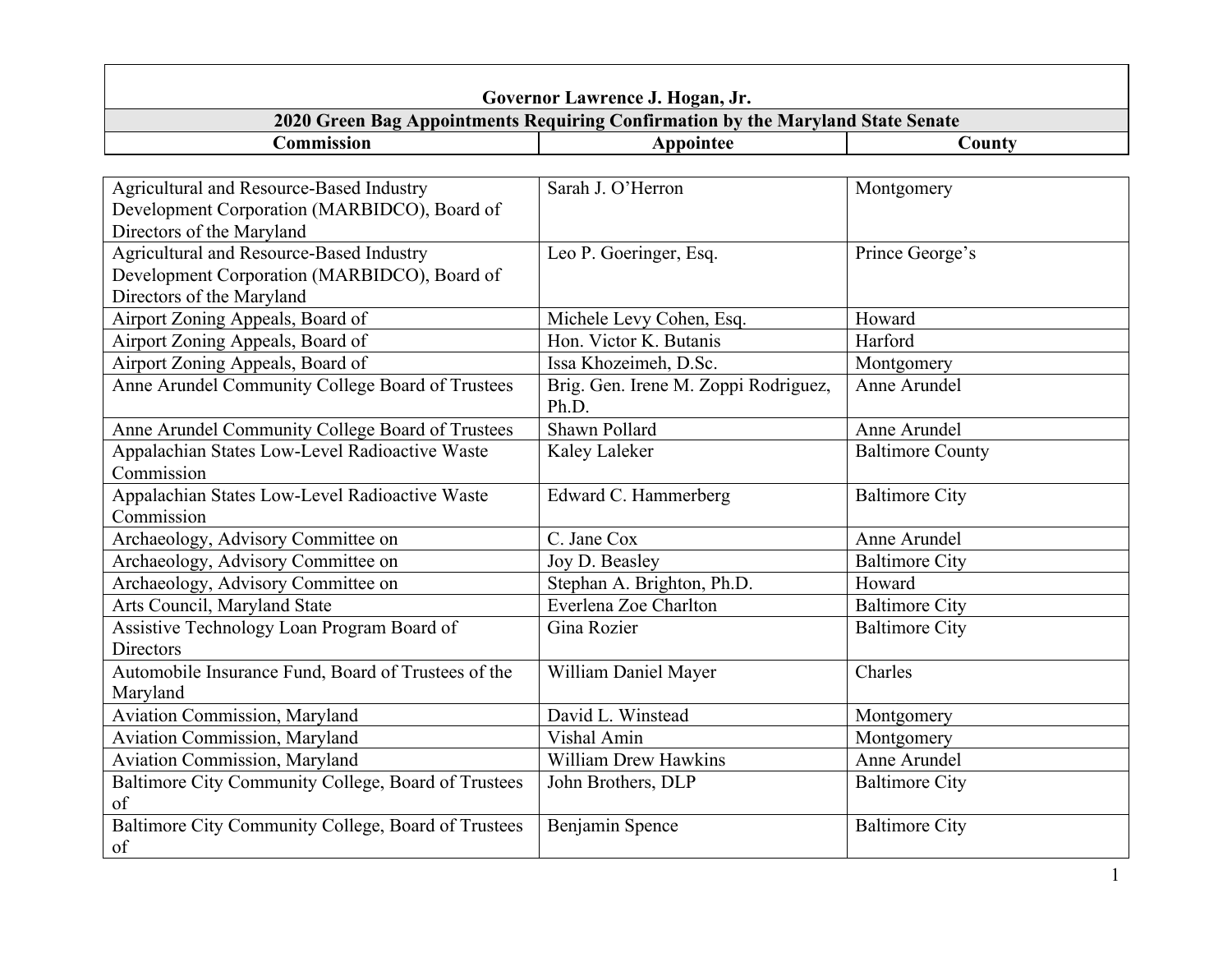# Governor Lawrence J. Hogan, Jr.

## 2020 Green Bag Appointments Requiring Confirmation by the Maryland State Senate

| Commission | Appointee | County |
|---|---|---|
| Agricultural and Resource-Based Industry Development Corporation (MARBIDCO), Board of Directors of the Maryland | Sarah J. O'Herron | Montgomery |
| Agricultural and Resource-Based Industry Development Corporation (MARBIDCO), Board of Directors of the Maryland | Leo P. Goeringer, Esq. | Prince George's |
| Airport Zoning Appeals, Board of | Michele Levy Cohen, Esq. | Howard |
| Airport Zoning Appeals, Board of | Hon. Victor K. Butanis | Harford |
| Airport Zoning Appeals, Board of | Issa Khozeimeh, D.Sc. | Montgomery |
| Anne Arundel Community College Board of Trustees | Brig. Gen. Irene M. Zoppi Rodriguez, Ph.D. | Anne Arundel |
| Anne Arundel Community College Board of Trustees | Shawn Pollard | Anne Arundel |
| Appalachian States Low-Level Radioactive Waste Commission | Kaley Laleker | Baltimore County |
| Appalachian States Low-Level Radioactive Waste Commission | Edward C. Hammerberg | Baltimore City |
| Archaeology, Advisory Committee on | C. Jane Cox | Anne Arundel |
| Archaeology, Advisory Committee on | Joy D. Beasley | Baltimore City |
| Archaeology, Advisory Committee on | Stephan A. Brighton, Ph.D. | Howard |
| Arts Council, Maryland State | Everlena Zoe Charlton | Baltimore City |
| Assistive Technology Loan Program Board of Directors | Gina Rozier | Baltimore City |
| Automobile Insurance Fund, Board of Trustees of the Maryland | William Daniel Mayer | Charles |
| Aviation Commission, Maryland | David L. Winstead | Montgomery |
| Aviation Commission, Maryland | Vishal Amin | Montgomery |
| Aviation Commission, Maryland | William Drew Hawkins | Anne Arundel |
| Baltimore City Community College, Board of Trustees of | John Brothers, DLP | Baltimore City |
| Baltimore City Community College, Board of Trustees of | Benjamin Spence | Baltimore City |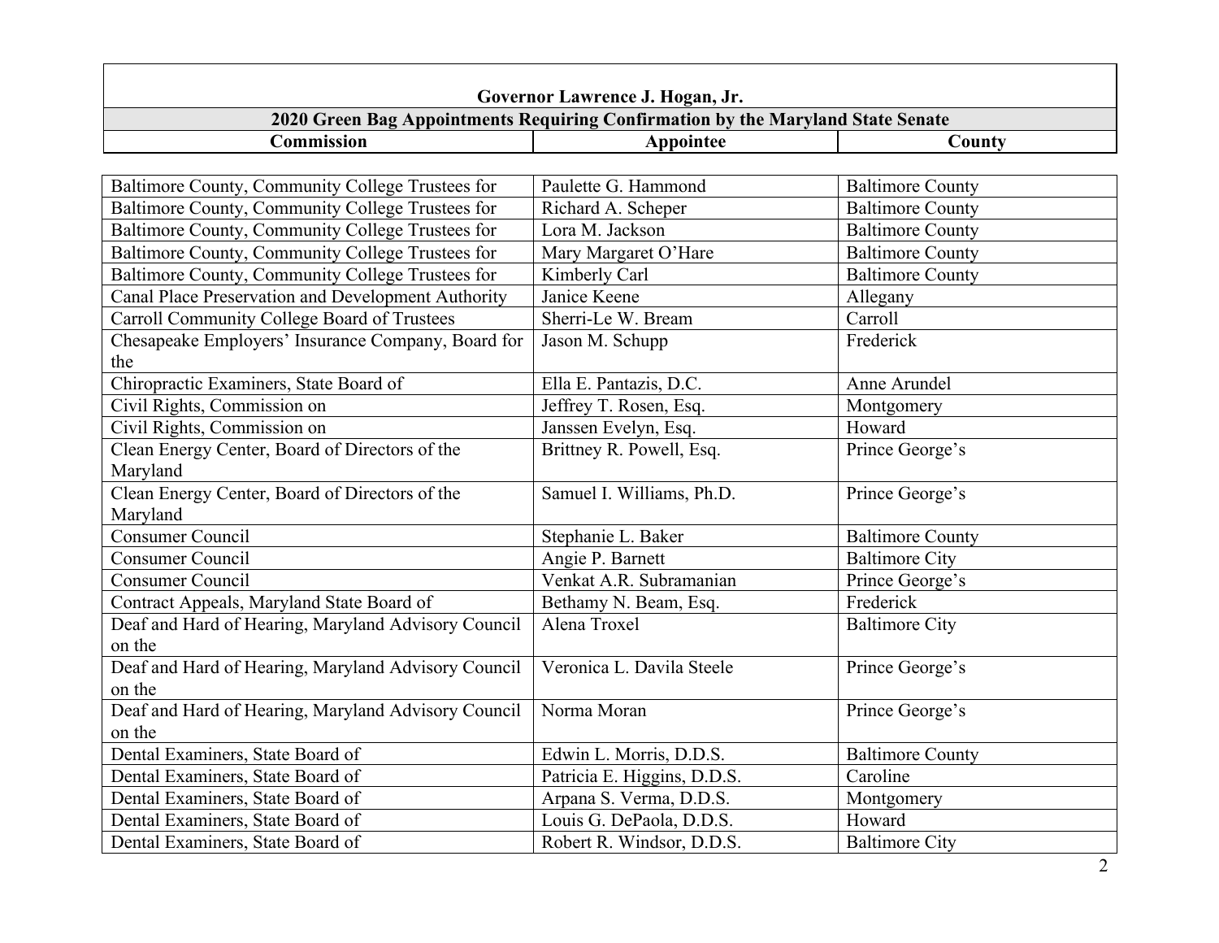| Governor Lawrence J. Hogan, Jr. | | |
|---|---|---|
| **2020 Green Bag Appointments Requiring Confirmation by the Maryland State Senate** | | |
| **Commission** | **Appointee** | **County** |
| Baltimore County, Community College Trustees for | Paulette G. Hammond | Baltimore County |
| Baltimore County, Community College Trustees for | Richard A. Scheper | Baltimore County |
| Baltimore County, Community College Trustees for | Lora M. Jackson | Baltimore County |
| Baltimore County, Community College Trustees for | Mary Margaret O'Hare | Baltimore County |
| Baltimore County, Community College Trustees for | Kimberly Carl | Baltimore County |
| Canal Place Preservation and Development Authority | Janice Keene | Allegany |
| Carroll Community College Board of Trustees | Sherri-Le W. Bream | Carroll |
| Chesapeake Employers' Insurance Company, Board for the | Jason M. Schupp | Frederick |
| Chiropractic Examiners, State Board of | Ella E. Pantazis, D.C. | Anne Arundel |
| Civil Rights, Commission on | Jeffrey T. Rosen, Esq. | Montgomery |
| Civil Rights, Commission on | Janssen Evelyn, Esq. | Howard |
| Clean Energy Center, Board of Directors of the Maryland | Brittney R. Powell, Esq. | Prince George's |
| Clean Energy Center, Board of Directors of the Maryland | Samuel I. Williams, Ph.D. | Prince George's |
| Consumer Council | Stephanie L. Baker | Baltimore County |
| Consumer Council | Angie P. Barnett | Baltimore City |
| Consumer Council | Venkat A.R. Subramanian | Prince George's |
| Contract Appeals, Maryland State Board of | Bethamy N. Beam, Esq. | Frederick |
| Deaf and Hard of Hearing, Maryland Advisory Council on the | Alena Troxel | Baltimore City |
| Deaf and Hard of Hearing, Maryland Advisory Council on the | Veronica L. Davila Steele | Prince George's |
| Deaf and Hard of Hearing, Maryland Advisory Council on the | Norma Moran | Prince George's |
| Dental Examiners, State Board of | Edwin L. Morris, D.D.S. | Baltimore County |
| Dental Examiners, State Board of | Patricia E. Higgins, D.D.S. | Caroline |
| Dental Examiners, State Board of | Arpana S. Verma, D.D.S. | Montgomery |
| Dental Examiners, State Board of | Louis G. DePaola, D.D.S. | Howard |
| Dental Examiners, State Board of | Robert R. Windsor, D.D.S. | Baltimore City |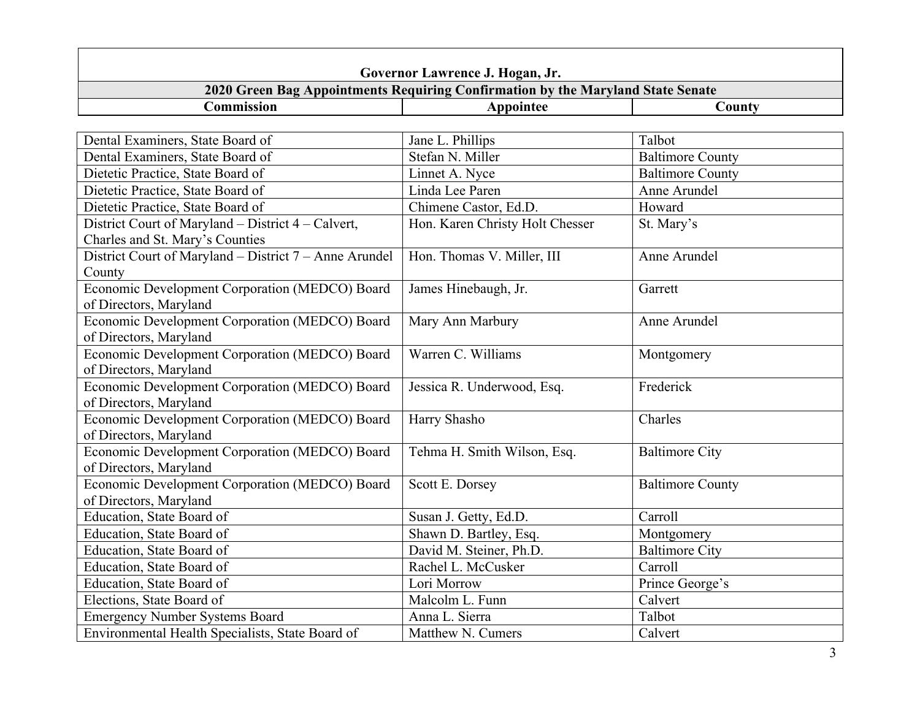**Governor Lawrence J. Hogan, Jr.**

**2020 Green Bag Appointments Requiring Confirmation by the Maryland State Senate**

| Commission | Appointee | County |
|---|---|---|
| Dental Examiners, State Board of | Jane L. Phillips | Talbot |
| Dental Examiners, State Board of | Stefan N. Miller | Baltimore County |
| Dietetic Practice, State Board of | Linnet A. Nyce | Baltimore County |
| Dietetic Practice, State Board of | Linda Lee Paren | Anne Arundel |
| Dietetic Practice, State Board of | Chimene Castor, Ed.D. | Howard |
| District Court of Maryland – District 4 – Calvert, Charles and St. Mary's Counties | Hon. Karen Christy Holt Chesser | St. Mary's |
| District Court of Maryland – District 7 – Anne Arundel County | Hon. Thomas V. Miller, III | Anne Arundel |
| Economic Development Corporation (MEDCO) Board of Directors, Maryland | James Hinebaugh, Jr. | Garrett |
| Economic Development Corporation (MEDCO) Board of Directors, Maryland | Mary Ann Marbury | Anne Arundel |
| Economic Development Corporation (MEDCO) Board of Directors, Maryland | Warren C. Williams | Montgomery |
| Economic Development Corporation (MEDCO) Board of Directors, Maryland | Jessica R. Underwood, Esq. | Frederick |
| Economic Development Corporation (MEDCO) Board of Directors, Maryland | Harry Shasho | Charles |
| Economic Development Corporation (MEDCO) Board of Directors, Maryland | Tehma H. Smith Wilson, Esq. | Baltimore City |
| Economic Development Corporation (MEDCO) Board of Directors, Maryland | Scott E. Dorsey | Baltimore County |
| Education, State Board of | Susan J. Getty, Ed.D. | Carroll |
| Education, State Board of | Shawn D. Bartley, Esq. | Montgomery |
| Education, State Board of | David M. Steiner, Ph.D. | Baltimore City |
| Education, State Board of | Rachel L. McCusker | Carroll |
| Education, State Board of | Lori Morrow | Prince George's |
| Elections, State Board of | Malcolm L. Funn | Calvert |
| Emergency Number Systems Board | Anna L. Sierra | Talbot |
| Environmental Health Specialists, State Board of | Matthew N. Cumers | Calvert |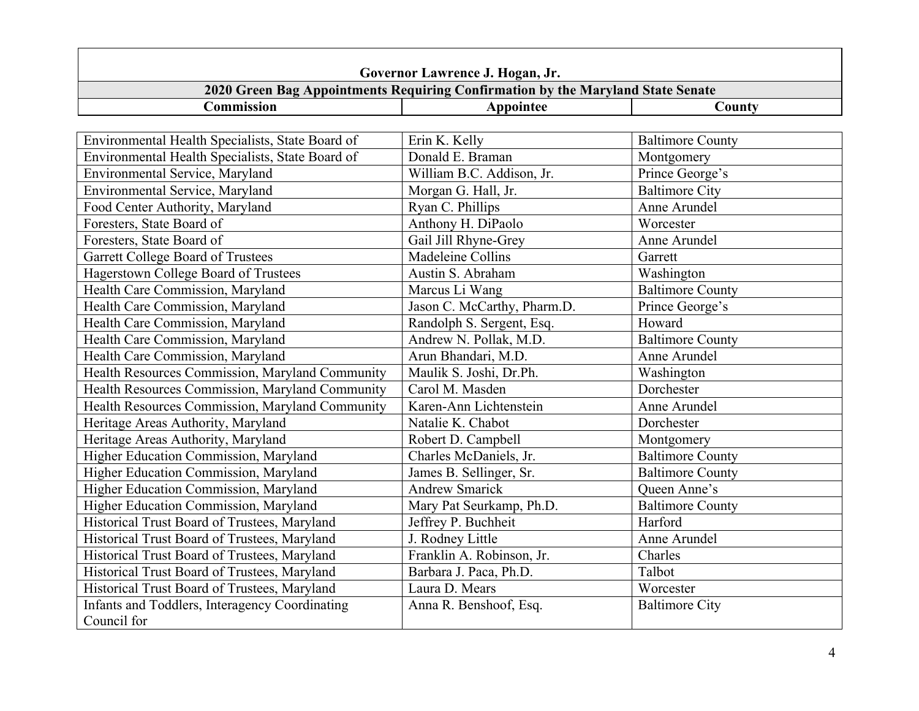**Governor Lawrence J. Hogan, Jr.**

**2020 Green Bag Appointments Requiring Confirmation by the Maryland State Senate**

| Commission | Appointee | County |
|---|---|---|
| Environmental Health Specialists, State Board of | Erin K. Kelly | Baltimore County |
| Environmental Health Specialists, State Board of | Donald E. Braman | Montgomery |
| Environmental Service, Maryland | William B.C. Addison, Jr. | Prince George's |
| Environmental Service, Maryland | Morgan G. Hall, Jr. | Baltimore City |
| Food Center Authority, Maryland | Ryan C. Phillips | Anne Arundel |
| Foresters, State Board of | Anthony H. DiPaolo | Worcester |
| Foresters, State Board of | Gail Jill Rhyne-Grey | Anne Arundel |
| Garrett College Board of Trustees | Madeleine Collins | Garrett |
| Hagerstown College Board of Trustees | Austin S. Abraham | Washington |
| Health Care Commission, Maryland | Marcus Li Wang | Baltimore County |
| Health Care Commission, Maryland | Jason C. McCarthy, Pharm.D. | Prince George's |
| Health Care Commission, Maryland | Randolph S. Sergent, Esq. | Howard |
| Health Care Commission, Maryland | Andrew N. Pollak, M.D. | Baltimore County |
| Health Care Commission, Maryland | Arun Bhandari, M.D. | Anne Arundel |
| Health Resources Commission, Maryland Community | Maulik S. Joshi, Dr.Ph. | Washington |
| Health Resources Commission, Maryland Community | Carol M. Masden | Dorchester |
| Health Resources Commission, Maryland Community | Karen-Ann Lichtenstein | Anne Arundel |
| Heritage Areas Authority, Maryland | Natalie K. Chabot | Dorchester |
| Heritage Areas Authority, Maryland | Robert D. Campbell | Montgomery |
| Higher Education Commission, Maryland | Charles McDaniels, Jr. | Baltimore County |
| Higher Education Commission, Maryland | James B. Sellinger, Sr. | Baltimore County |
| Higher Education Commission, Maryland | Andrew Smarick | Queen Anne's |
| Higher Education Commission, Maryland | Mary Pat Seurkamp, Ph.D. | Baltimore County |
| Historical Trust Board of Trustees, Maryland | Jeffrey P. Buchheit | Harford |
| Historical Trust Board of Trustees, Maryland | J. Rodney Little | Anne Arundel |
| Historical Trust Board of Trustees, Maryland | Franklin A. Robinson, Jr. | Charles |
| Historical Trust Board of Trustees, Maryland | Barbara J. Paca, Ph.D. | Talbot |
| Historical Trust Board of Trustees, Maryland | Laura D. Mears | Worcester |
| Infants and Toddlers, Interagency Coordinating Council for | Anna R. Benshoof, Esq. | Baltimore City |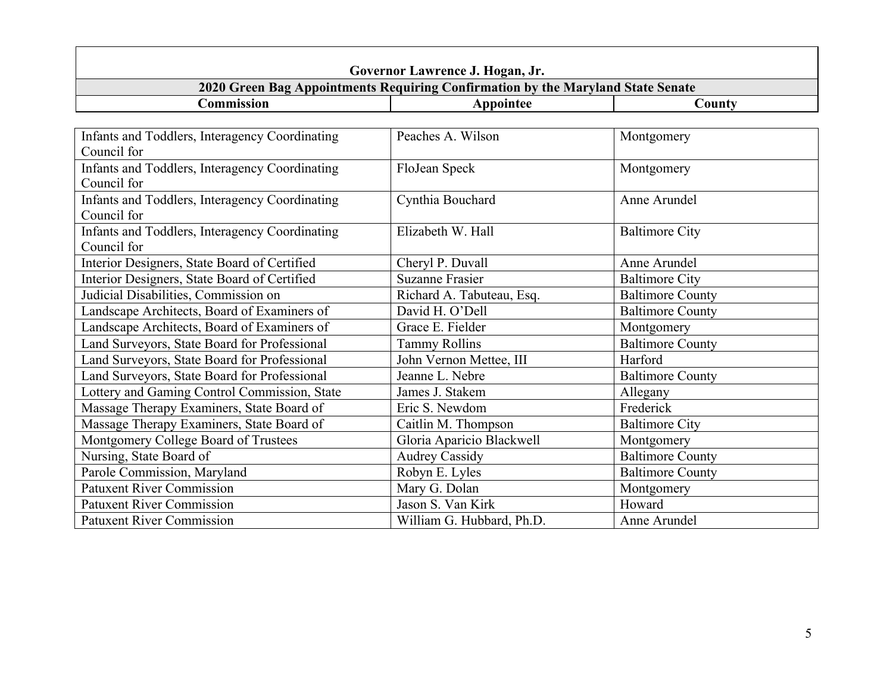**Governor Lawrence J. Hogan, Jr.**

**2020 Green Bag Appointments Requiring Confirmation by the Maryland State Senate**

| Commission | Appointee | County |
| --- | --- | --- |
| Infants and Toddlers, Interagency Coordinating Council for | Peaches A. Wilson | Montgomery |
| Infants and Toddlers, Interagency Coordinating Council for | FloJean Speck | Montgomery |
| Infants and Toddlers, Interagency Coordinating Council for | Cynthia Bouchard | Anne Arundel |
| Infants and Toddlers, Interagency Coordinating Council for | Elizabeth W. Hall | Baltimore City |
| Interior Designers, State Board of Certified | Cheryl P. Duvall | Anne Arundel |
| Interior Designers, State Board of Certified | Suzanne Frasier | Baltimore City |
| Judicial Disabilities, Commission on | Richard A. Tabuteau, Esq. | Baltimore County |
| Landscape Architects, Board of Examiners of | David H. O'Dell | Baltimore County |
| Landscape Architects, Board of Examiners of | Grace E. Fielder | Montgomery |
| Land Surveyors, State Board for Professional | Tammy Rollins | Baltimore County |
| Land Surveyors, State Board for Professional | John Vernon Mettee, III | Harford |
| Land Surveyors, State Board for Professional | Jeanne L. Nebre | Baltimore County |
| Lottery and Gaming Control Commission, State | James J. Stakem | Allegany |
| Massage Therapy Examiners, State Board of | Eric S. Newdom | Frederick |
| Massage Therapy Examiners, State Board of | Caitlin M. Thompson | Baltimore City |
| Montgomery College Board of Trustees | Gloria Aparicio Blackwell | Montgomery |
| Nursing, State Board of | Audrey Cassidy | Baltimore County |
| Parole Commission, Maryland | Robyn E. Lyles | Baltimore County |
| Patuxent River Commission | Mary G. Dolan | Montgomery |
| Patuxent River Commission | Jason S. Van Kirk | Howard |
| Patuxent River Commission | William G. Hubbard, Ph.D. | Anne Arundel |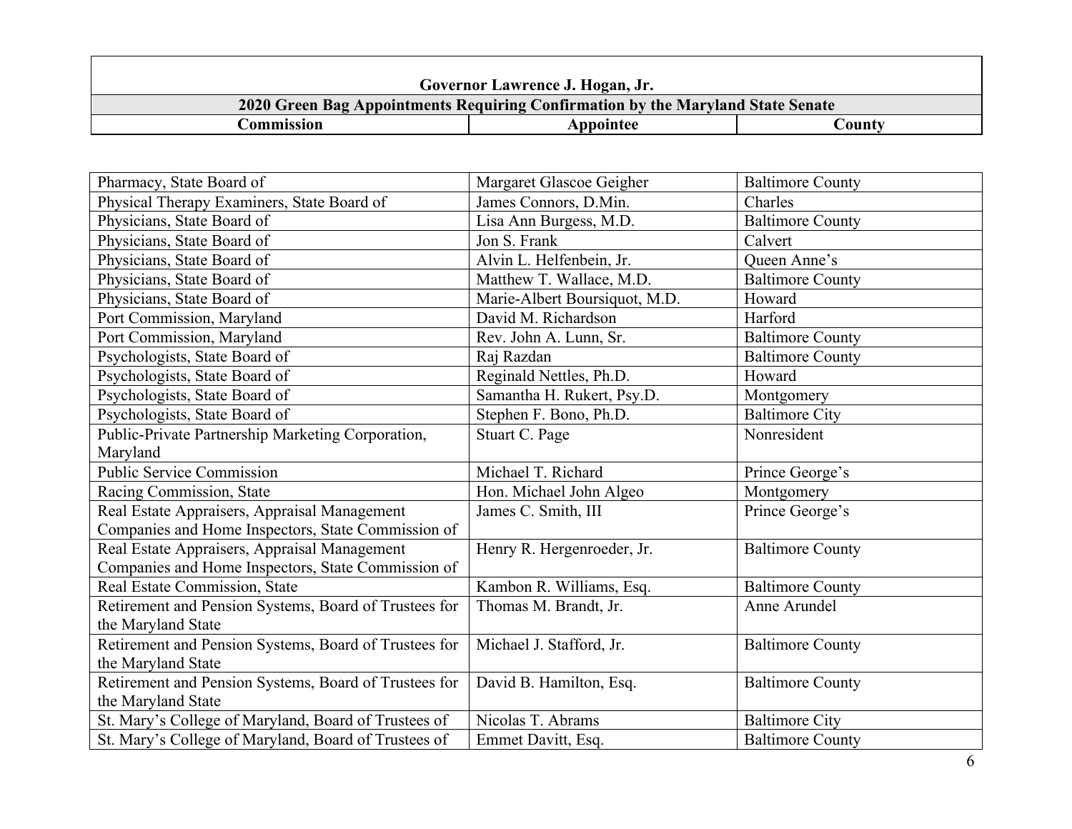**Governor Lawrence J. Hogan, Jr.**

**2020 Green Bag Appointments Requiring Confirmation by the Maryland State Senate**

| Commission | Appointee | County |
|---|---|---|
| Pharmacy, State Board of | Margaret Glascoe Geigher | Baltimore County |
| Physical Therapy Examiners, State Board of | James Connors, D.Min. | Charles |
| Physicians, State Board of | Lisa Ann Burgess, M.D. | Baltimore County |
| Physicians, State Board of | Jon S. Frank | Calvert |
| Physicians, State Board of | Alvin L. Helfenbein, Jr. | Queen Anne's |
| Physicians, State Board of | Matthew T. Wallace, M.D. | Baltimore County |
| Physicians, State Board of | Marie-Albert Boursiquot, M.D. | Howard |
| Port Commission, Maryland | David M. Richardson | Harford |
| Port Commission, Maryland | Rev. John A. Lunn, Sr. | Baltimore County |
| Psychologists, State Board of | Raj Razdan | Baltimore County |
| Psychologists, State Board of | Reginald Nettles, Ph.D. | Howard |
| Psychologists, State Board of | Samantha H. Rukert, Psy.D. | Montgomery |
| Psychologists, State Board of | Stephen F. Bono, Ph.D. | Baltimore City |
| Public-Private Partnership Marketing Corporation, Maryland | Stuart C. Page | Nonresident |
| Public Service Commission | Michael T. Richard | Prince George's |
| Racing Commission, State | Hon. Michael John Algeo | Montgomery |
| Real Estate Appraisers, Appraisal Management Companies and Home Inspectors, State Commission of | James C. Smith, III | Prince George's |
| Real Estate Appraisers, Appraisal Management Companies and Home Inspectors, State Commission of | Henry R. Hergenroeder, Jr. | Baltimore County |
| Real Estate Commission, State | Kambon R. Williams, Esq. | Baltimore County |
| Retirement and Pension Systems, Board of Trustees for the Maryland State | Thomas M. Brandt, Jr. | Anne Arundel |
| Retirement and Pension Systems, Board of Trustees for the Maryland State | Michael J. Stafford, Jr. | Baltimore County |
| Retirement and Pension Systems, Board of Trustees for the Maryland State | David B. Hamilton, Esq. | Baltimore County |
| St. Mary's College of Maryland, Board of Trustees of | Nicolas T. Abrams | Baltimore City |
| St. Mary's College of Maryland, Board of Trustees of | Emmet Davitt, Esq. | Baltimore County |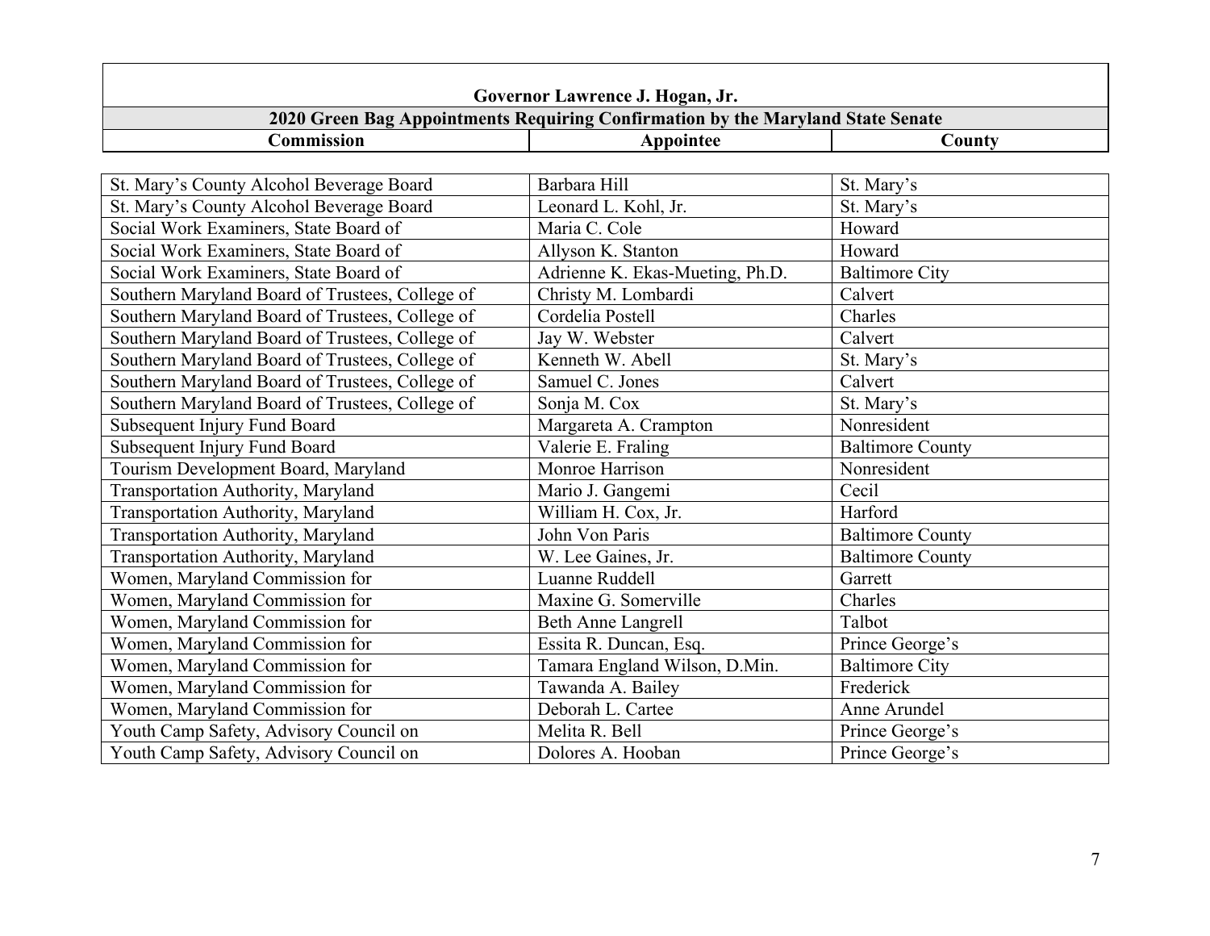**Governor Lawrence J. Hogan, Jr.**

**2020 Green Bag Appointments Requiring Confirmation by the Maryland State Senate**

| Commission | Appointee | County |
|---|---|---|
| St. Mary's County Alcohol Beverage Board | Barbara Hill | St. Mary's |
| St. Mary's County Alcohol Beverage Board | Leonard L. Kohl, Jr. | St. Mary's |
| Social Work Examiners, State Board of | Maria C. Cole | Howard |
| Social Work Examiners, State Board of | Allyson K. Stanton | Howard |
| Social Work Examiners, State Board of | Adrienne K. Ekas-Mueting, Ph.D. | Baltimore City |
| Southern Maryland Board of Trustees, College of | Christy M. Lombardi | Calvert |
| Southern Maryland Board of Trustees, College of | Cordelia Postell | Charles |
| Southern Maryland Board of Trustees, College of | Jay W. Webster | Calvert |
| Southern Maryland Board of Trustees, College of | Kenneth W. Abell | St. Mary's |
| Southern Maryland Board of Trustees, College of | Samuel C. Jones | Calvert |
| Southern Maryland Board of Trustees, College of | Sonja M. Cox | St. Mary's |
| Subsequent Injury Fund Board | Margareta A. Crampton | Nonresident |
| Subsequent Injury Fund Board | Valerie E. Fraling | Baltimore County |
| Tourism Development Board, Maryland | Monroe Harrison | Nonresident |
| Transportation Authority, Maryland | Mario J. Gangemi | Cecil |
| Transportation Authority, Maryland | William H. Cox, Jr. | Harford |
| Transportation Authority, Maryland | John Von Paris | Baltimore County |
| Transportation Authority, Maryland | W. Lee Gaines, Jr. | Baltimore County |
| Women, Maryland Commission for | Luanne Ruddell | Garrett |
| Women, Maryland Commission for | Maxine G. Somerville | Charles |
| Women, Maryland Commission for | Beth Anne Langrell | Talbot |
| Women, Maryland Commission for | Essita R. Duncan, Esq. | Prince George's |
| Women, Maryland Commission for | Tamara England Wilson, D.Min. | Baltimore City |
| Women, Maryland Commission for | Tawanda A. Bailey | Frederick |
| Women, Maryland Commission for | Deborah L. Cartee | Anne Arundel |
| Youth Camp Safety, Advisory Council on | Melita R. Bell | Prince George's |
| Youth Camp Safety, Advisory Council on | Dolores A. Hooban | Prince George's |